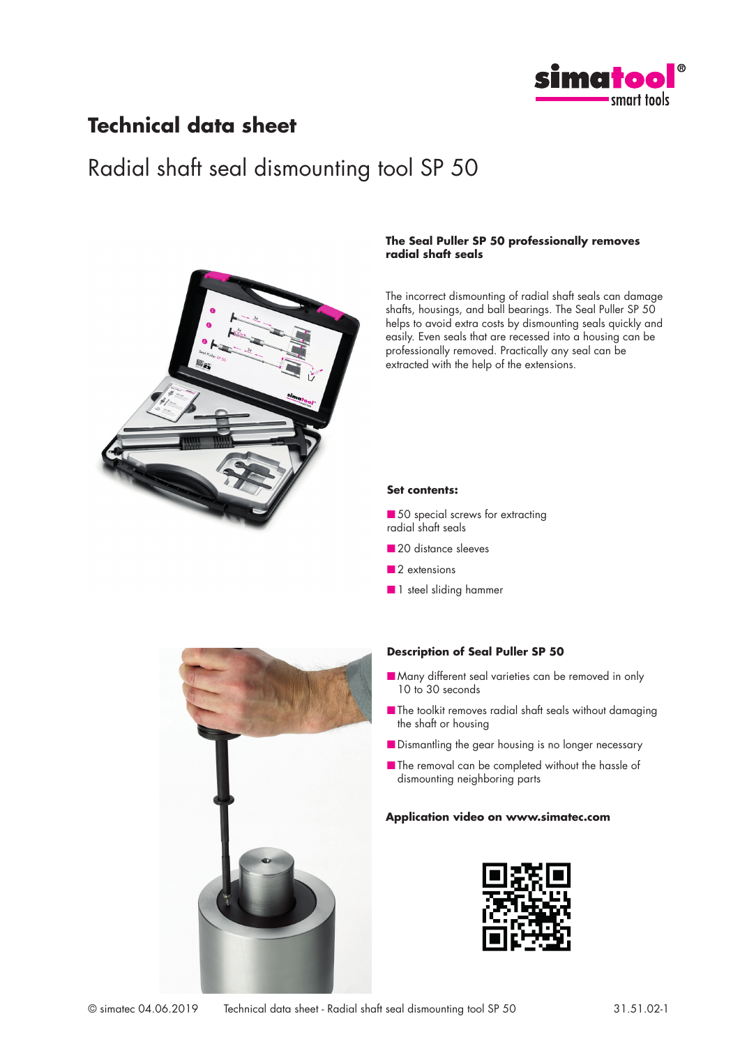# Technical data sheet

## Radial shaft seal dismounting tool SP 50

**The Seal Puller SP 50 professionally removes radial shaft seals**

The incorrect dismounting of radial shaft seals can damage shafts, housings, and ball bearings. The Seal Puller SP 50 helps to avoid extra costs by dismounting seals quickly and easily. Even seals that are recessed into a housing can be professionally removed. Practically any seal can be extracted with the help of the extensions.

**Set contents:**

- 50 special screws for extracting radial shaft seals
- 20 distance sleeves
- 2 extensions
- 1 steel sliding hammer

**Description of Seal Puller SP 50**

- Many different seal varieties can be removed in only 10 to 30 seconds
- The toolkit removes radial shaft seals without damaging the shaft or housing
- Dismantling the gear housing is no longer necessary
- The removal can be completed without the hassle of dismounting neighboring parts

**Application video on www.simatec.com**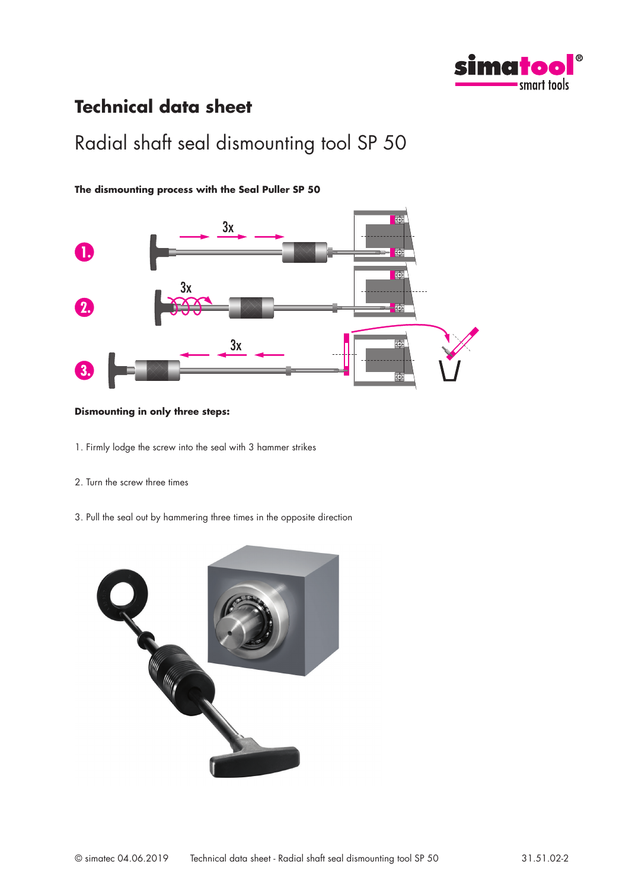# Technical data sheet

## Radial shaft seal dismounting tool SP 50

**The dismounting process with the Seal Puller SP 50**

1.
3x

2.
3x

3.
3x

**Dismounting in only three steps:**

1. Firmly lodge the screw into the seal with 3 hammer strikes

2. Turn the screw three times

3. Pull the seal out by hammering three times in the opposite direction